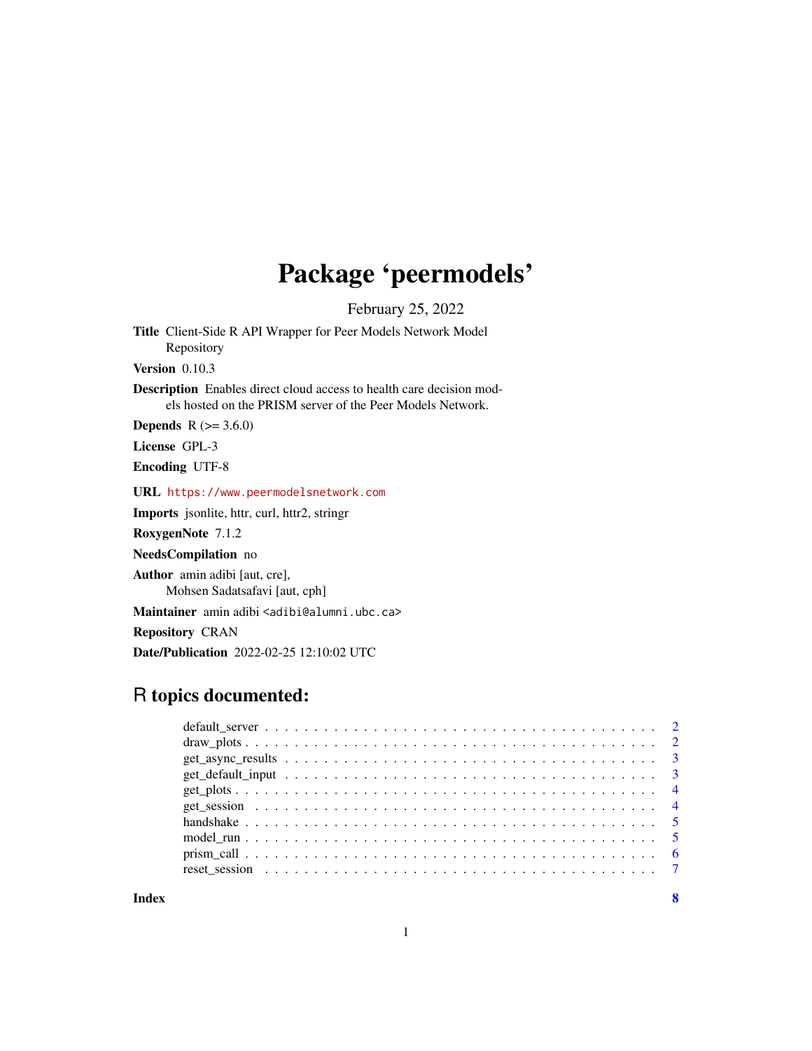# Package 'peermodels'

February 25, 2022

**Title** Client-Side R API Wrapper for Peer Models Network Model Repository

**Version** 0.10.3

**Description** Enables direct cloud access to health care decision models hosted on the PRISM server of the Peer Models Network.

**Depends** R (>= 3.6.0)

**License** GPL-3

**Encoding** UTF-8

**URL** https://www.peermodelsnetwork.com

**Imports** jsonlite, httr, curl, httr2, stringr

**RoxygenNote** 7.1.2

**NeedsCompilation** no

**Author** amin adibi [aut, cre],
Mohsen Sadatsafavi [aut, cph]

**Maintainer** amin adibi <adibi@alumni.ubc.ca>

**Repository** CRAN

**Date/Publication** 2022-02-25 12:10:02 UTC

## R topics documented:

- default_server . . . . . . . . . . . . . . . . . . . . . . . . . . . . . . . . . . . . . . . 2
- draw_plots . . . . . . . . . . . . . . . . . . . . . . . . . . . . . . . . . . . . . . . . . 2
- get_async_results . . . . . . . . . . . . . . . . . . . . . . . . . . . . . . . . . . . . . 3
- get_default_input . . . . . . . . . . . . . . . . . . . . . . . . . . . . . . . . . . . . . 3
- get_plots . . . . . . . . . . . . . . . . . . . . . . . . . . . . . . . . . . . . . . . . . . 4
- get_session . . . . . . . . . . . . . . . . . . . . . . . . . . . . . . . . . . . . . . . . . 4
- handshake . . . . . . . . . . . . . . . . . . . . . . . . . . . . . . . . . . . . . . . . . . 5
- model_run . . . . . . . . . . . . . . . . . . . . . . . . . . . . . . . . . . . . . . . . . . 5
- prism_call . . . . . . . . . . . . . . . . . . . . . . . . . . . . . . . . . . . . . . . . . . 6
- reset_session . . . . . . . . . . . . . . . . . . . . . . . . . . . . . . . . . . . . . . . . 7

**Index** 8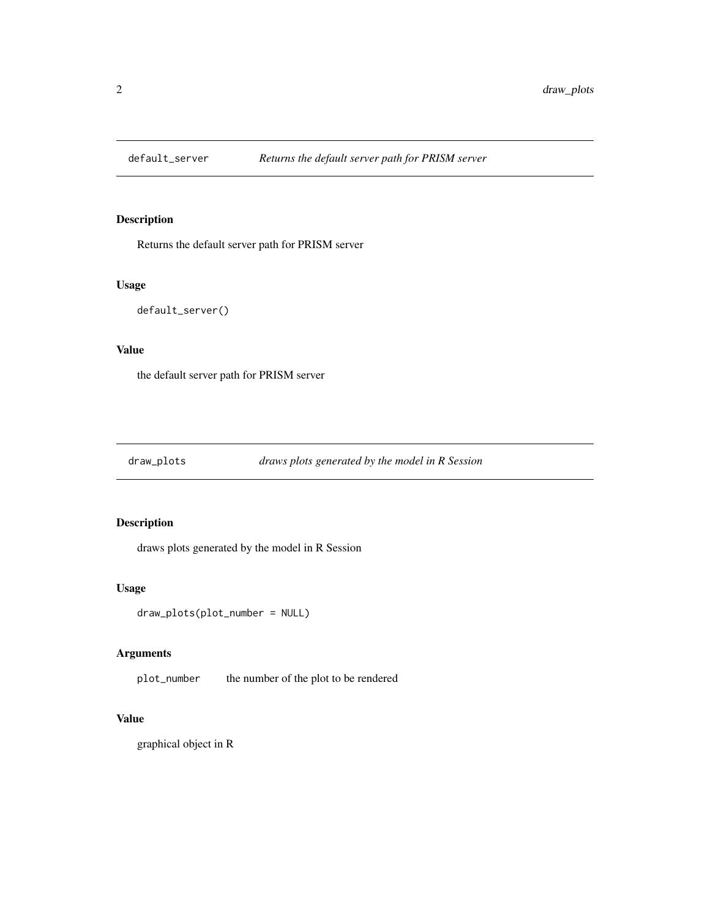## default_server — *Returns the default server path for PRISM server*

### Description

Returns the default server path for PRISM server

### Usage

```
default_server()
```

### Value

the default server path for PRISM server

## draw_plots — *draws plots generated by the model in R Session*

### Description

draws plots generated by the model in R Session

### Usage

```
draw_plots(plot_number = NULL)
```

### Arguments

| | |
|---|---|
| `plot_number` | the number of the plot to be rendered |

### Value

graphical object in R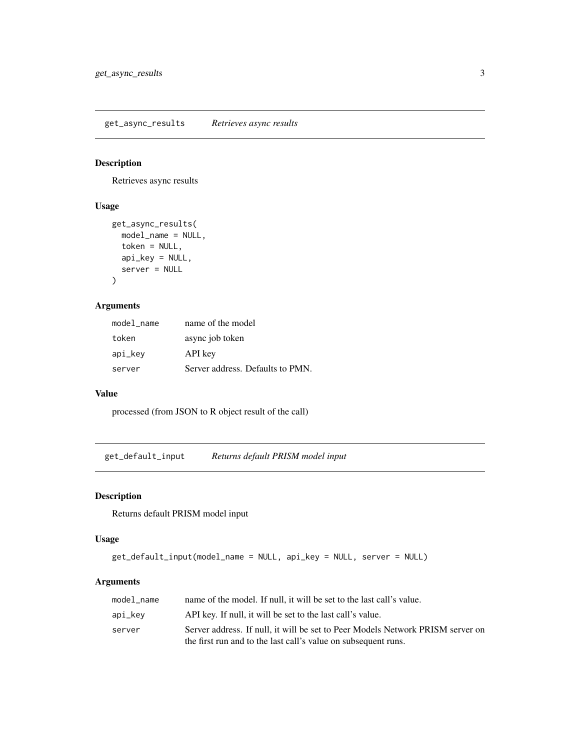## get_async_results    *Retrieves async results*

### Description

Retrieves async results

### Usage

```
get_async_results(
  model_name = NULL,
  token = NULL,
  api_key = NULL,
  server = NULL
)
```

### Arguments

| | |
|---|---|
| `model_name` | name of the model |
| `token` | async job token |
| `api_key` | API key |
| `server` | Server address. Defaults to PMN. |

### Value

processed (from JSON to R object result of the call)

## get_default_input    *Returns default PRISM model input*

### Description

Returns default PRISM model input

### Usage

```
get_default_input(model_name = NULL, api_key = NULL, server = NULL)
```

### Arguments

| | |
|---|---|
| `model_name` | name of the model. If null, it will be set to the last call's value. |
| `api_key` | API key. If null, it will be set to the last call's value. |
| `server` | Server address. If null, it will be set to Peer Models Network PRISM server on the first run and to the last call's value on subsequent runs. |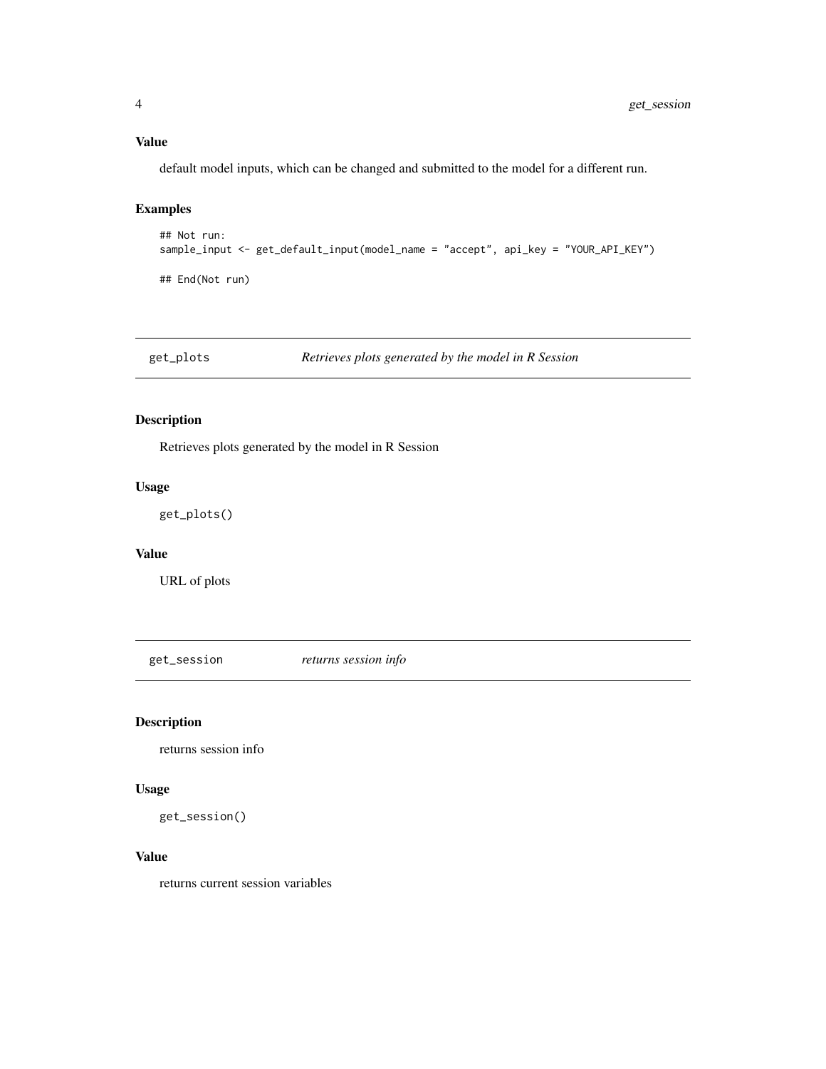## Value

default model inputs, which can be changed and submitted to the model for a different run.

## Examples

```
## Not run:
sample_input <- get_default_input(model_name = "accept", api_key = "YOUR_API_KEY")

## End(Not run)
```

---

# get_plots *Retrieves plots generated by the model in R Session*

---

## Description

Retrieves plots generated by the model in R Session

## Usage

```
get_plots()
```

## Value

URL of plots

---

# get_session *returns session info*

---

## Description

returns session info

## Usage

```
get_session()
```

## Value

returns current session variables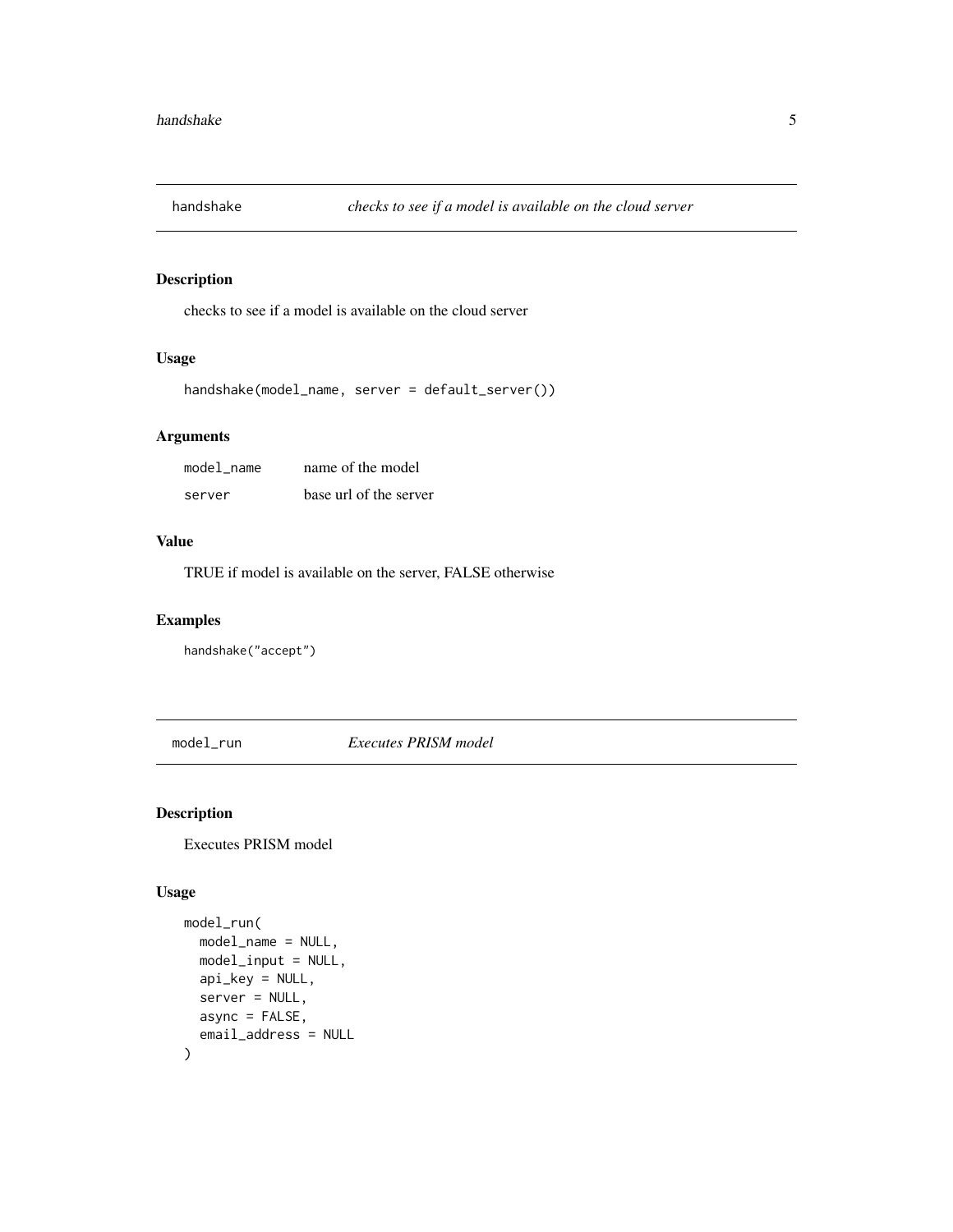## handshake — *checks to see if a model is available on the cloud server*

### Description

checks to see if a model is available on the cloud server

### Usage

```
handshake(model_name, server = default_server())
```

### Arguments

| | |
|---|---|
| `model_name` | name of the model |
| `server` | base url of the server |

### Value

TRUE if model is available on the server, FALSE otherwise

### Examples

```
handshake("accept")
```

## model_run — *Executes PRISM model*

### Description

Executes PRISM model

### Usage

```
model_run(
  model_name = NULL,
  model_input = NULL,
  api_key = NULL,
  server = NULL,
  async = FALSE,
  email_address = NULL
)
```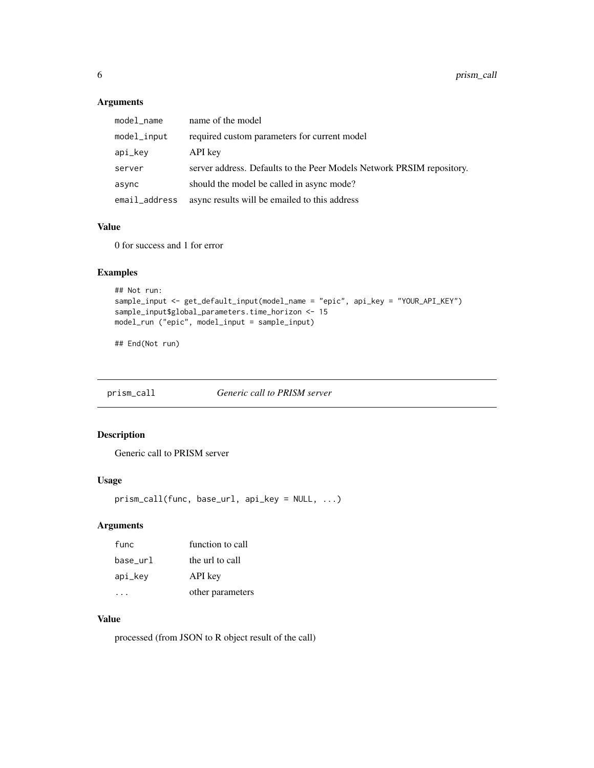### Arguments

| | |
|---|---|
| `model_name` | name of the model |
| `model_input` | required custom parameters for current model |
| `api_key` | API key |
| `server` | server address. Defaults to the Peer Models Network PRSIM repository. |
| `async` | should the model be called in async mode? |
| `email_address` | async results will be emailed to this address |

### Value

0 for success and 1 for error

### Examples

```
## Not run:
sample_input <- get_default_input(model_name = "epic", api_key = "YOUR_API_KEY")
sample_input$global_parameters.time_horizon <- 15
model_run ("epic", model_input = sample_input)

## End(Not run)
```

## prism_call — *Generic call to PRISM server*

### Description

Generic call to PRISM server

### Usage

```
prism_call(func, base_url, api_key = NULL, ...)
```

### Arguments

| | |
|---|---|
| `func` | function to call |
| `base_url` | the url to call |
| `api_key` | API key |
| `...` | other parameters |

### Value

processed (from JSON to R object result of the call)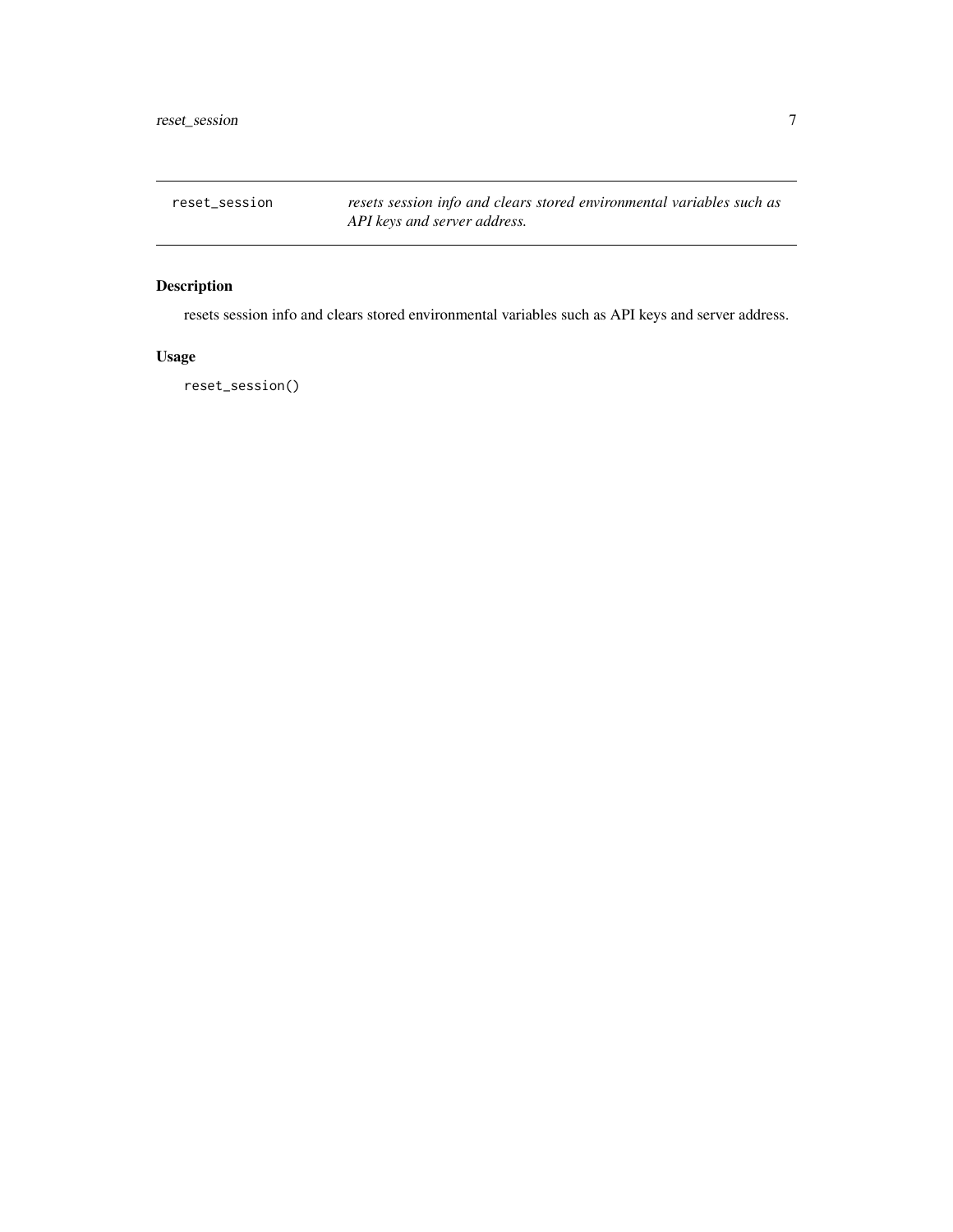reset_session *resets session info and clears stored environmental variables such as API keys and server address.*

## Description

resets session info and clears stored environmental variables such as API keys and server address.

## Usage

```
reset_session()
```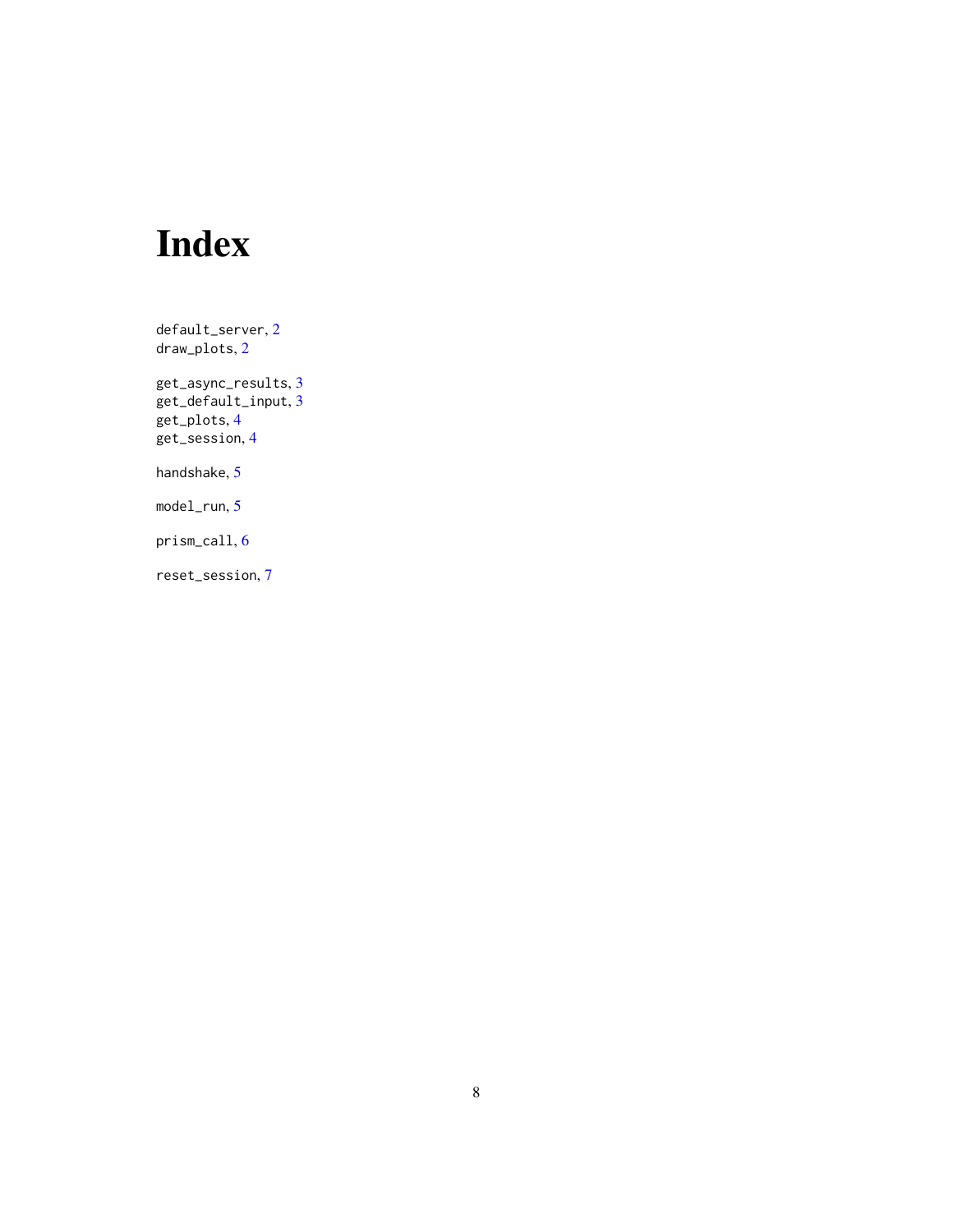# Index

default_server, 2
draw_plots, 2

get_async_results, 3
get_default_input, 3
get_plots, 4
get_session, 4

handshake, 5

model_run, 5

prism_call, 6

reset_session, 7